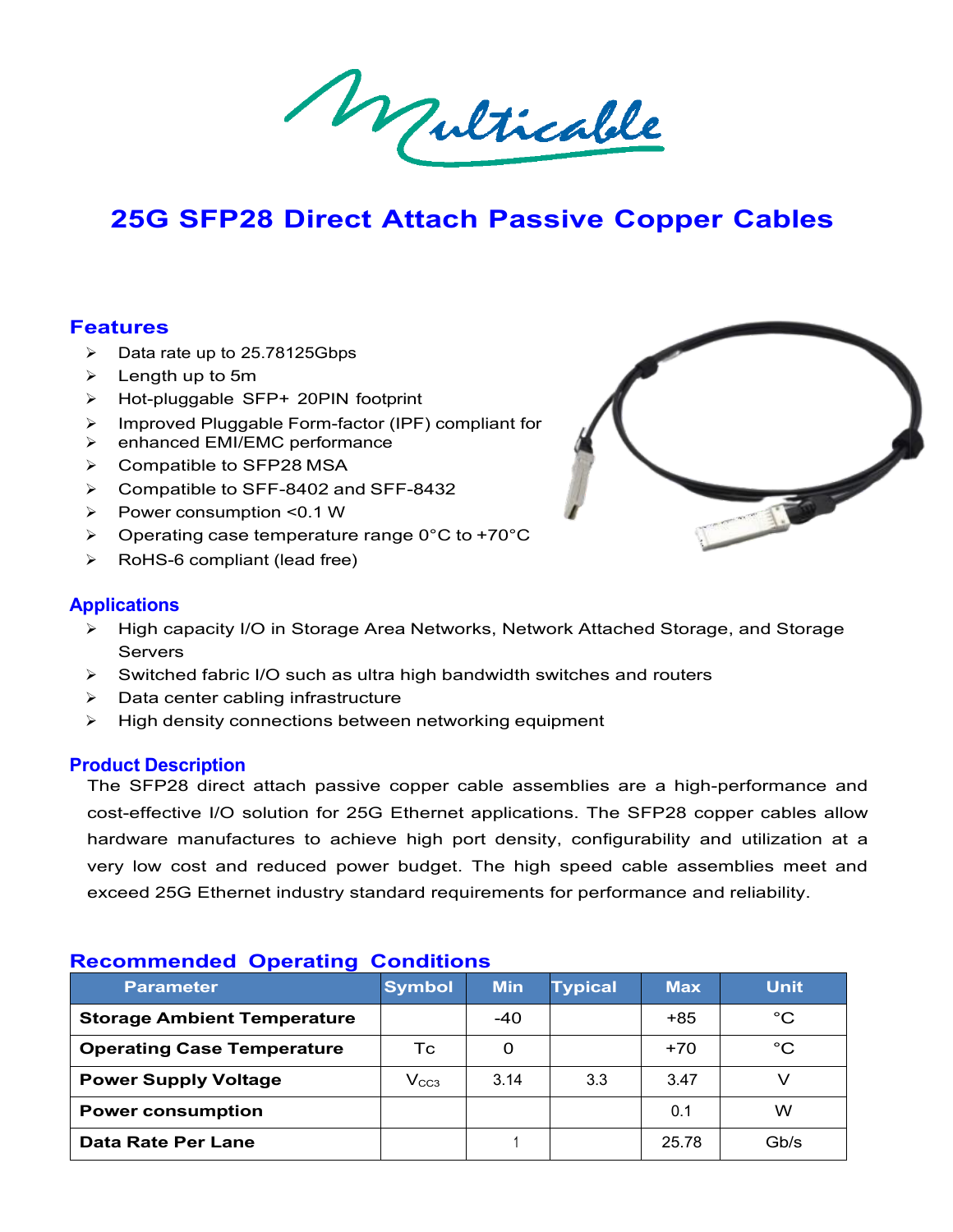# 25G SFP28 Direct Attach Passive Copper Cables

## Features

- Data rate up to 25.78125Gbps
- Length up to 5m
- Hot-pluggable SFP+ 20PIN footprint
- Improved Pluggable Form-factor (IPF) compliant for
- enhanced EMI/EMC performance
- Compatible to SFP28 MSA
- Compatible to SFF-8402 and SFF-8432
- Power consumption <0.1 W
- Operating case temperature range 0°C to +70°C
- RoHS-6 compliant (lead free)

## Applications

- High capacity I/O in Storage Area Networks, Network Attached Storage, and Storage Servers
- Switched fabric I/O such as ultra high bandwidth switches and routers
- Data center cabling infrastructure
- High density connections between networking equipment

## Product Description

The SFP28 direct attach passive copper cable assemblies are a high-performance and cost-effective I/O solution for 25G Ethernet applications. The SFP28 copper cables allow hardware manufactures to achieve high port density, configurability and utilization at a very low cost and reduced power budget. The high speed cable assemblies meet and exceed 25G Ethernet industry standard requirements for performance and reliability.

## Recommended Operating Conditions

| Parameter | Symbol | Min | Typical | Max | Unit |
|---|---|---|---|---|---|
| **Storage Ambient Temperature** | | -40 | | +85 | °C |
| **Operating Case Temperature** | Tc | 0 | | +70 | °C |
| **Power Supply Voltage** | $V_{CC3}$ | 3.14 | 3.3 | 3.47 | V |
| **Power consumption** | | | | 0.1 | W |
| **Data Rate Per Lane** | | 1 | | 25.78 | Gb/s |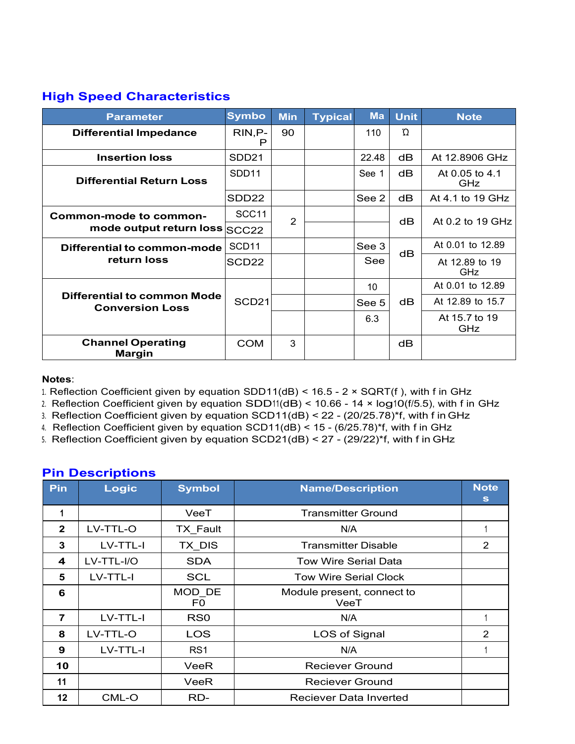## High Speed Characteristics

| Parameter | Symbo | Min | Typical | Ma | Unit | Note |
|---|---|---|---|---|---|---|
| **Differential Impedance** | RIN,P-P | 90 | | 110 | Ω | |
| **Insertion loss** | SDD21 | | | 22.48 | dB | At 12.8906 GHz |
| **Differential Return Loss** | SDD11 | | | See 1 | dB | At 0.05 to 4.1 GHz |
| | SDD22 | | | See 2 | dB | At 4.1 to 19 GHz |
| **Common-mode to common-mode output return loss** | SCC11 | 2 | | | dB | At 0.2 to 19 GHz |
| | SCC22 | | | | | |
| **Differential to common-mode return loss** | SCD11 | | | See 3 | dB | At 0.01 to 12.89 |
| | SCD22 | | | See | | At 12.89 to 19 GHz |
| **Differential to common Mode Conversion Loss** | SCD21 | | | 10 | dB | At 0.01 to 12.89 |
| | | | | See 5 | | At 12.89 to 15.7 |
| | | | | 6.3 | | At 15.7 to 19 GHz |
| **Channel Operating Margin** | COM | 3 | | | dB | |

**Notes**:

1. Reflection Coefficient given by equation SDD11(dB) < 16.5 - 2 × SQRT(f ), with f in GHz
2. Reflection Coefficient given by equation SDD11(dB) < 10.66 - 14 × log10(f/5.5), with f in GHz
3. Reflection Coefficient given by equation SCD11(dB) < 22 - (20/25.78)*f, with f in GHz
4. Reflection Coefficient given by equation SCD11(dB) < 15 - (6/25.78)*f, with f in GHz
5. Reflection Coefficient given by equation SCD21(dB) < 27 - (29/22)*f, with f in GHz

## Pin Descriptions

| Pin | Logic | Symbol | Name/Description | Notes |
|---|---|---|---|---|
| **1** | | VeeT | Transmitter Ground | |
| **2** | LV-TTL-O | TX_Fault | N/A | 1 |
| **3** | LV-TTL-I | TX_DIS | Transmitter Disable | 2 |
| **4** | LV-TTL-I/O | SDA | Tow Wire Serial Data | |
| **5** | LV-TTL-I | SCL | Tow Wire Serial Clock | |
| **6** | | MOD_DEF0 | Module present, connect to VeeT | |
| **7** | LV-TTL-I | RS0 | N/A | 1 |
| **8** | LV-TTL-O | LOS | LOS of Signal | 2 |
| **9** | LV-TTL-I | RS1 | N/A | 1 |
| **10** | | VeeR | Reciever Ground | |
| **11** | | VeeR | Reciever Ground | |
| **12** | CML-O | RD- | Reciever Data Inverted | |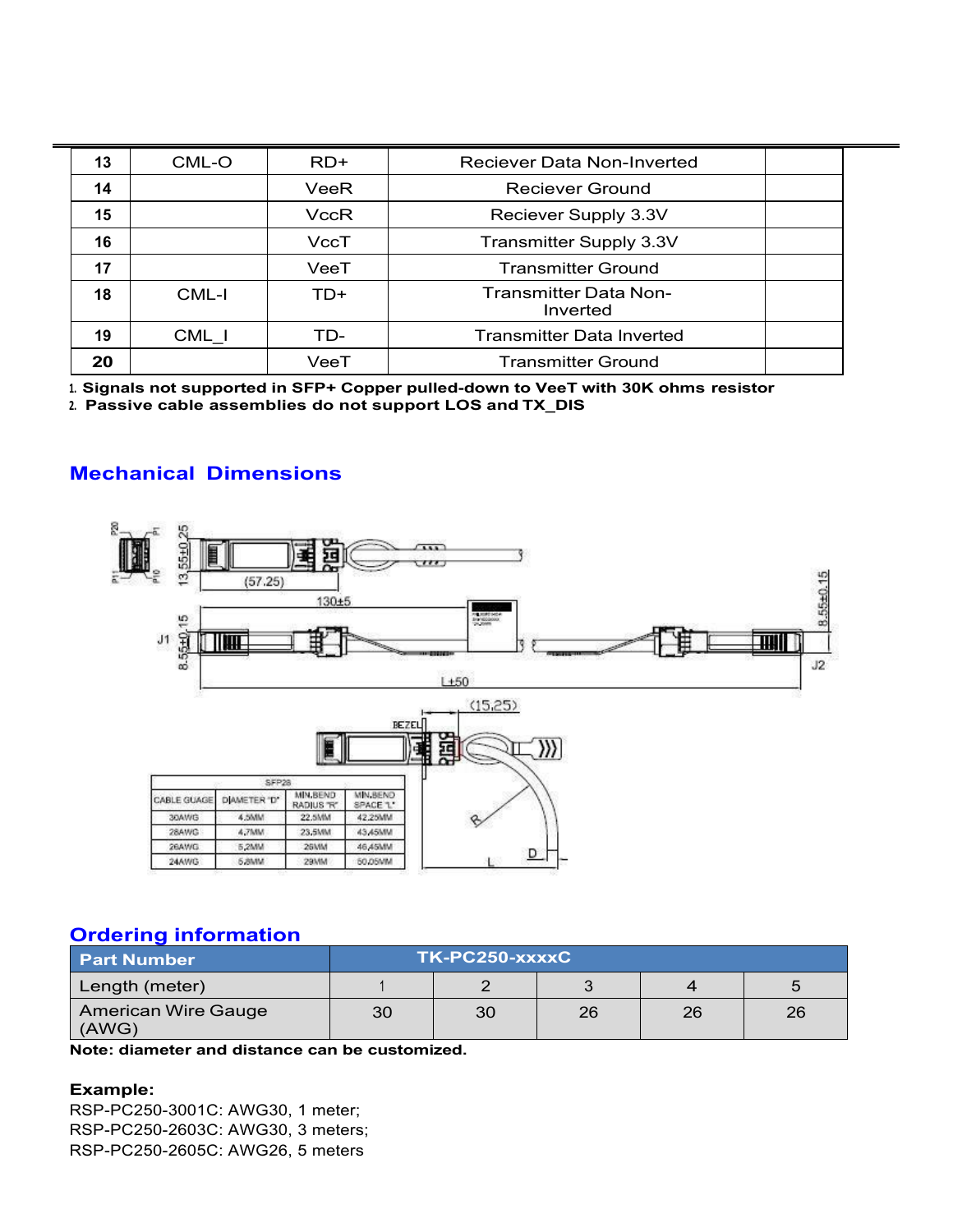| | | | | |
|---|---|---|---|---|
| **13** | CML-O | RD+ | Reciever Data Non-Inverted | |
| **14** | | VeeR | Reciever Ground | |
| **15** | | VccR | Reciever Supply 3.3V | |
| **16** | | VccT | Transmitter Supply 3.3V | |
| **17** | | VeeT | Transmitter Ground | |
| **18** | CML-I | TD+ | Transmitter Data Non-Inverted | |
| **19** | CML_I | TD- | Transmitter Data Inverted | |
| **20** | | VeeT | Transmitter Ground | |

1. **Signals not supported in SFP+ Copper pulled-down to VeeT with 30K ohms resistor**
2. **Passive cable assemblies do not support LOS and TX_DIS**

## Mechanical Dimensions

P20 P1 P11 P10

13.55±0.25

(57.25)

130±5

J1

8.55±0.15

8.55±0.15

J2

L±50

(15.25)

BEZEL

R

D

L

| SFP28 | | | |
|---|---|---|---|
| CABLE GUAGE | DIAMETER "D" | MIN.BEND RADIUS "R" | MIN.BEND SPACE "L" |
| 30AWG | 4.5MM | 22.5MM | 42.25MM |
| 28AWG | 4.7MM | 23.5MM | 43.45MM |
| 26AWG | 5.2MM | 26MM | 46.45MM |
| 24AWG | 5.8MM | 29MM | 50.05MM |

## Ordering information

| Part Number | TK-PC250-xxxxC | | | | |
|---|---|---|---|---|---|
| Length (meter) | 1 | 2 | 3 | 4 | 5 |
| American Wire Gauge (AWG) | 30 | 30 | 26 | 26 | 26 |

**Note: diameter and distance can be customized.**

**Example:**

RSP-PC250-3001C: AWG30, 1 meter;
RSP-PC250-2603C: AWG30, 3 meters;
RSP-PC250-2605C: AWG26, 5 meters